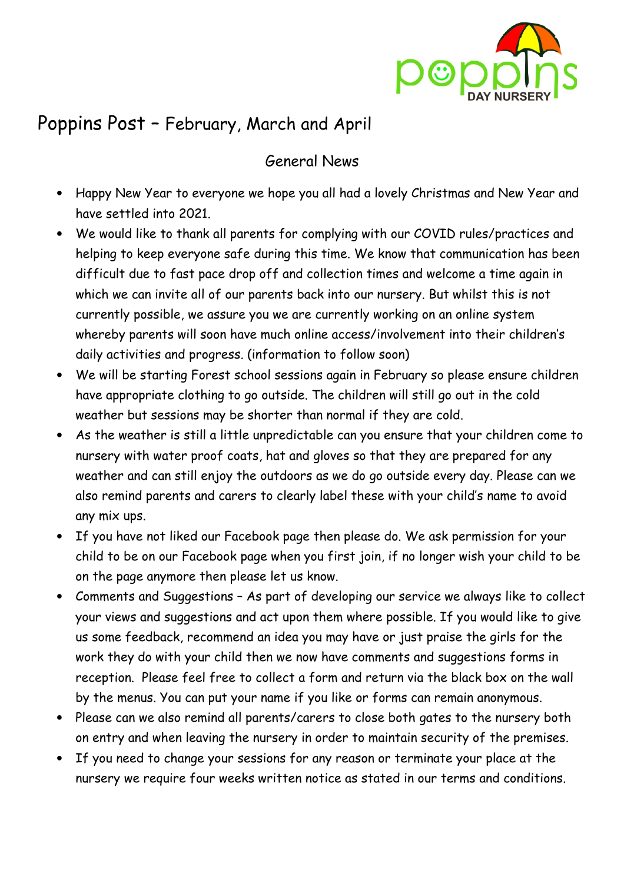# Poppins Post – February, March and April

## General News

- Happy New Year to everyone we hope you all had a lovely Christmas and New Year and have settled into 2021.
- We would like to thank all parents for complying with our COVID rules/practices and helping to keep everyone safe during this time. We know that communication has been difficult due to fast pace drop off and collection times and welcome a time again in which we can invite all of our parents back into our nursery. But whilst this is not currently possible, we assure you we are currently working on an online system whereby parents will soon have much online access/involvement into their children's daily activities and progress. (information to follow soon)
- We will be starting Forest school sessions again in February so please ensure children have appropriate clothing to go outside. The children will still go out in the cold weather but sessions may be shorter than normal if they are cold.
- As the weather is still a little unpredictable can you ensure that your children come to nursery with water proof coats, hat and gloves so that they are prepared for any weather and can still enjoy the outdoors as we do go outside every day. Please can we also remind parents and carers to clearly label these with your child's name to avoid any mix ups.
- If you have not liked our Facebook page then please do. We ask permission for your child to be on our Facebook page when you first join, if no longer wish your child to be on the page anymore then please let us know.
- Comments and Suggestions – As part of developing our service we always like to collect your views and suggestions and act upon them where possible. If you would like to give us some feedback, recommend an idea you may have or just praise the girls for the work they do with your child then we now have comments and suggestions forms in reception. Please feel free to collect a form and return via the black box on the wall by the menus. You can put your name if you like or forms can remain anonymous.
- Please can we also remind all parents/carers to close both gates to the nursery both on entry and when leaving the nursery in order to maintain security of the premises.
- If you need to change your sessions for any reason or terminate your place at the nursery we require four weeks written notice as stated in our terms and conditions.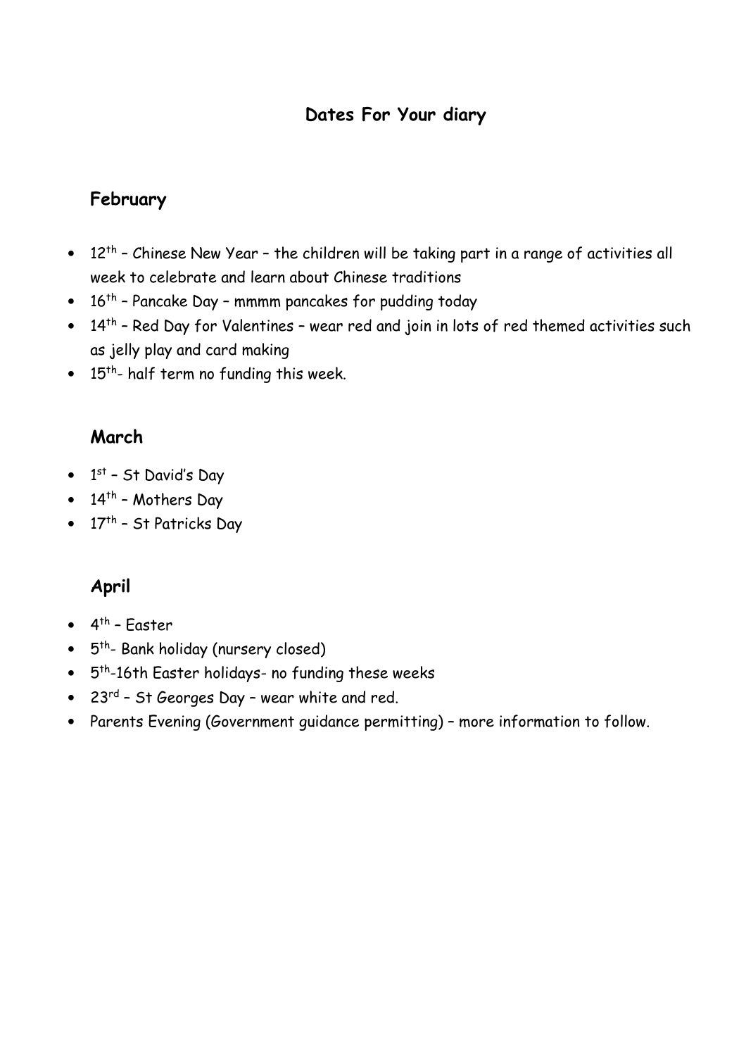## Dates For Your diary

### February

- 12th – Chinese New Year – the children will be taking part in a range of activities all week to celebrate and learn about Chinese traditions
- 16th – Pancake Day – mmmm pancakes for pudding today
- 14th – Red Day for Valentines – wear red and join in lots of red themed activities such as jelly play and card making
- 15th- half term no funding this week.

### March

- 1st – St David's Day
- 14th – Mothers Day
- 17th – St Patricks Day

### April

- 4th – Easter
- 5th- Bank holiday (nursery closed)
- 5th-16th Easter holidays- no funding these weeks
- 23rd – St Georges Day – wear white and red.
- Parents Evening (Government guidance permitting) – more information to follow.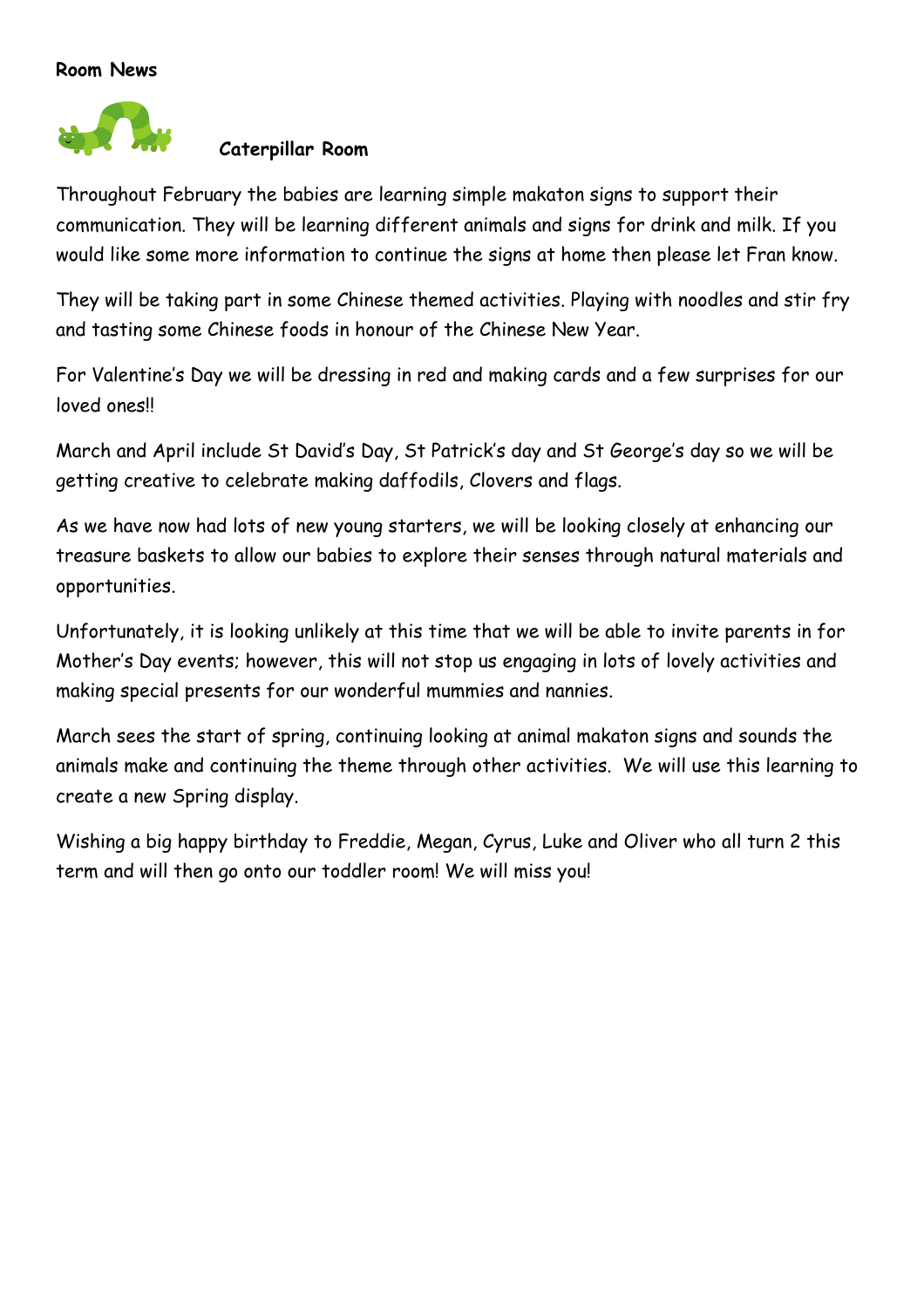**Room News**

**Caterpillar Room**

Throughout February the babies are learning simple makaton signs to support their communication. They will be learning different animals and signs for drink and milk. If you would like some more information to continue the signs at home then please let Fran know.

They will be taking part in some Chinese themed activities. Playing with noodles and stir fry and tasting some Chinese foods in honour of the Chinese New Year.

For Valentine's Day we will be dressing in red and making cards and a few surprises for our loved ones!!

March and April include St David's Day, St Patrick's day and St George's day so we will be getting creative to celebrate making daffodils, Clovers and flags.

As we have now had lots of new young starters, we will be looking closely at enhancing our treasure baskets to allow our babies to explore their senses through natural materials and opportunities.

Unfortunately, it is looking unlikely at this time that we will be able to invite parents in for Mother's Day events; however, this will not stop us engaging in lots of lovely activities and making special presents for our wonderful mummies and nannies.

March sees the start of spring, continuing looking at animal makaton signs and sounds the animals make and continuing the theme through other activities. We will use this learning to create a new Spring display.

Wishing a big happy birthday to Freddie, Megan, Cyrus, Luke and Oliver who all turn 2 this term and will then go onto our toddler room! We will miss you!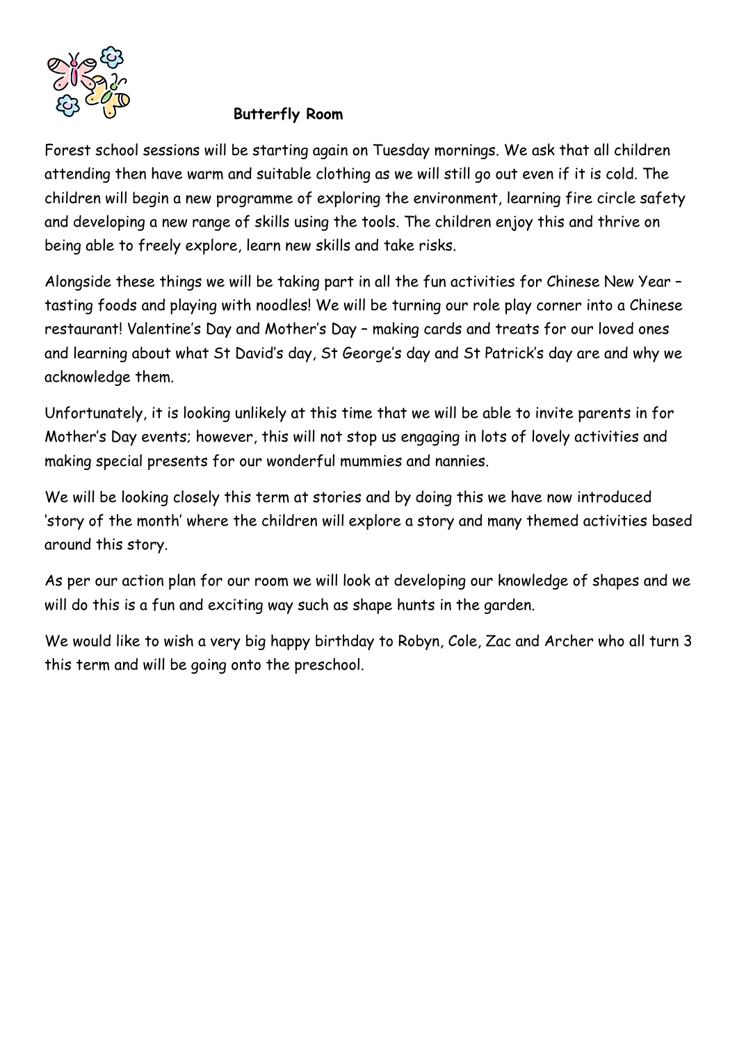**Butterfly Room**

Forest school sessions will be starting again on Tuesday mornings. We ask that all children attending then have warm and suitable clothing as we will still go out even if it is cold. The children will begin a new programme of exploring the environment, learning fire circle safety and developing a new range of skills using the tools. The children enjoy this and thrive on being able to freely explore, learn new skills and take risks.

Alongside these things we will be taking part in all the fun activities for Chinese New Year – tasting foods and playing with noodles! We will be turning our role play corner into a Chinese restaurant! Valentine's Day and Mother's Day – making cards and treats for our loved ones and learning about what St David's day, St George's day and St Patrick's day are and why we acknowledge them.

Unfortunately, it is looking unlikely at this time that we will be able to invite parents in for Mother's Day events; however, this will not stop us engaging in lots of lovely activities and making special presents for our wonderful mummies and nannies.

We will be looking closely this term at stories and by doing this we have now introduced 'story of the month' where the children will explore a story and many themed activities based around this story.

As per our action plan for our room we will look at developing our knowledge of shapes and we will do this is a fun and exciting way such as shape hunts in the garden.

We would like to wish a very big happy birthday to Robyn, Cole, Zac and Archer who all turn 3 this term and will be going onto the preschool.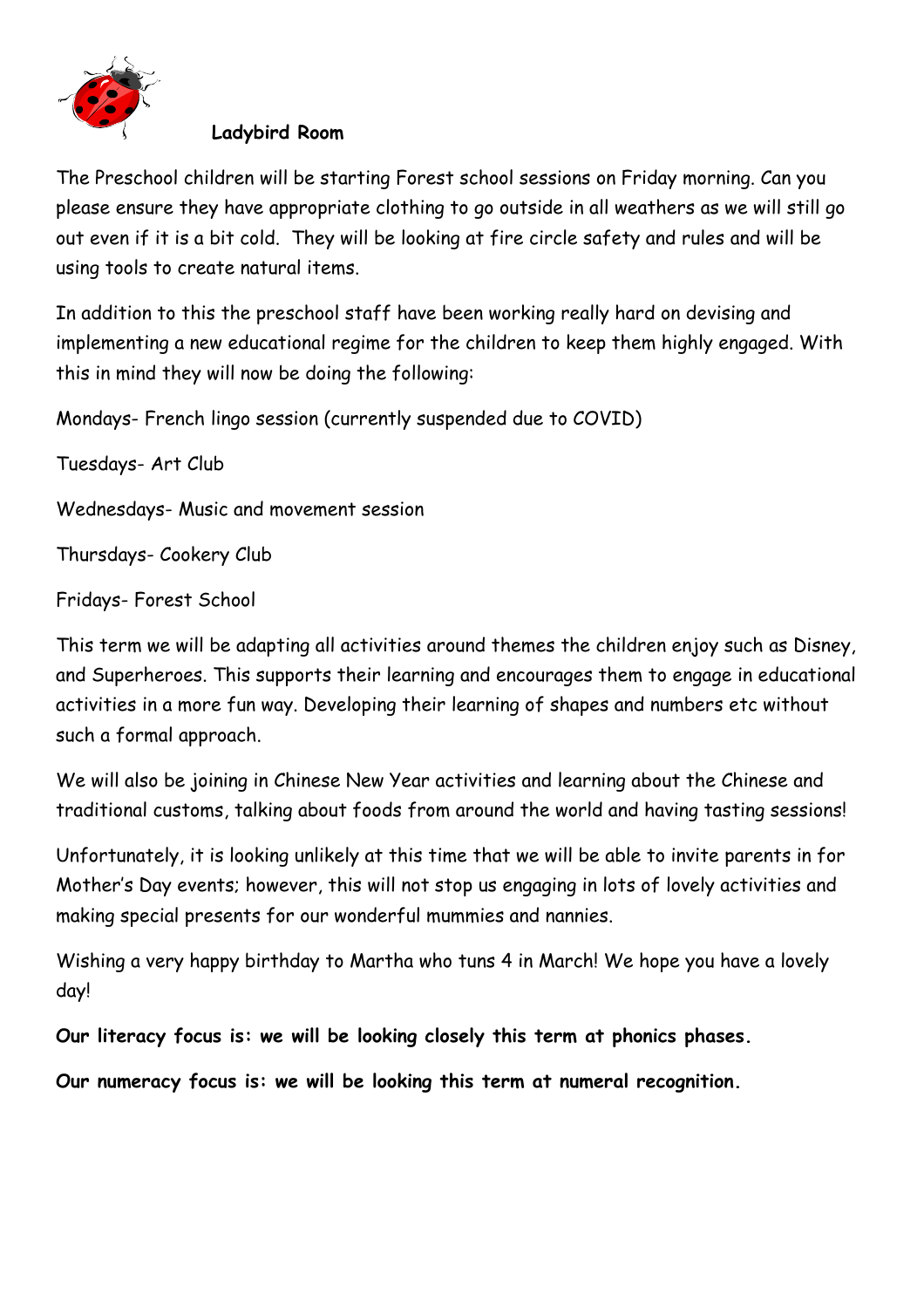**Ladybird Room**

The Preschool children will be starting Forest school sessions on Friday morning. Can you please ensure they have appropriate clothing to go outside in all weathers as we will still go out even if it is a bit cold. They will be looking at fire circle safety and rules and will be using tools to create natural items.

In addition to this the preschool staff have been working really hard on devising and implementing a new educational regime for the children to keep them highly engaged. With this in mind they will now be doing the following:

Mondays- French lingo session (currently suspended due to COVID)

Tuesdays- Art Club

Wednesdays- Music and movement session

Thursdays- Cookery Club

Fridays- Forest School

This term we will be adapting all activities around themes the children enjoy such as Disney, and Superheroes. This supports their learning and encourages them to engage in educational activities in a more fun way. Developing their learning of shapes and numbers etc without such a formal approach.

We will also be joining in Chinese New Year activities and learning about the Chinese and traditional customs, talking about foods from around the world and having tasting sessions!

Unfortunately, it is looking unlikely at this time that we will be able to invite parents in for Mother's Day events; however, this will not stop us engaging in lots of lovely activities and making special presents for our wonderful mummies and nannies.

Wishing a very happy birthday to Martha who tuns 4 in March! We hope you have a lovely day!

**Our literacy focus is: we will be looking closely this term at phonics phases.**

**Our numeracy focus is: we will be looking this term at numeral recognition.**